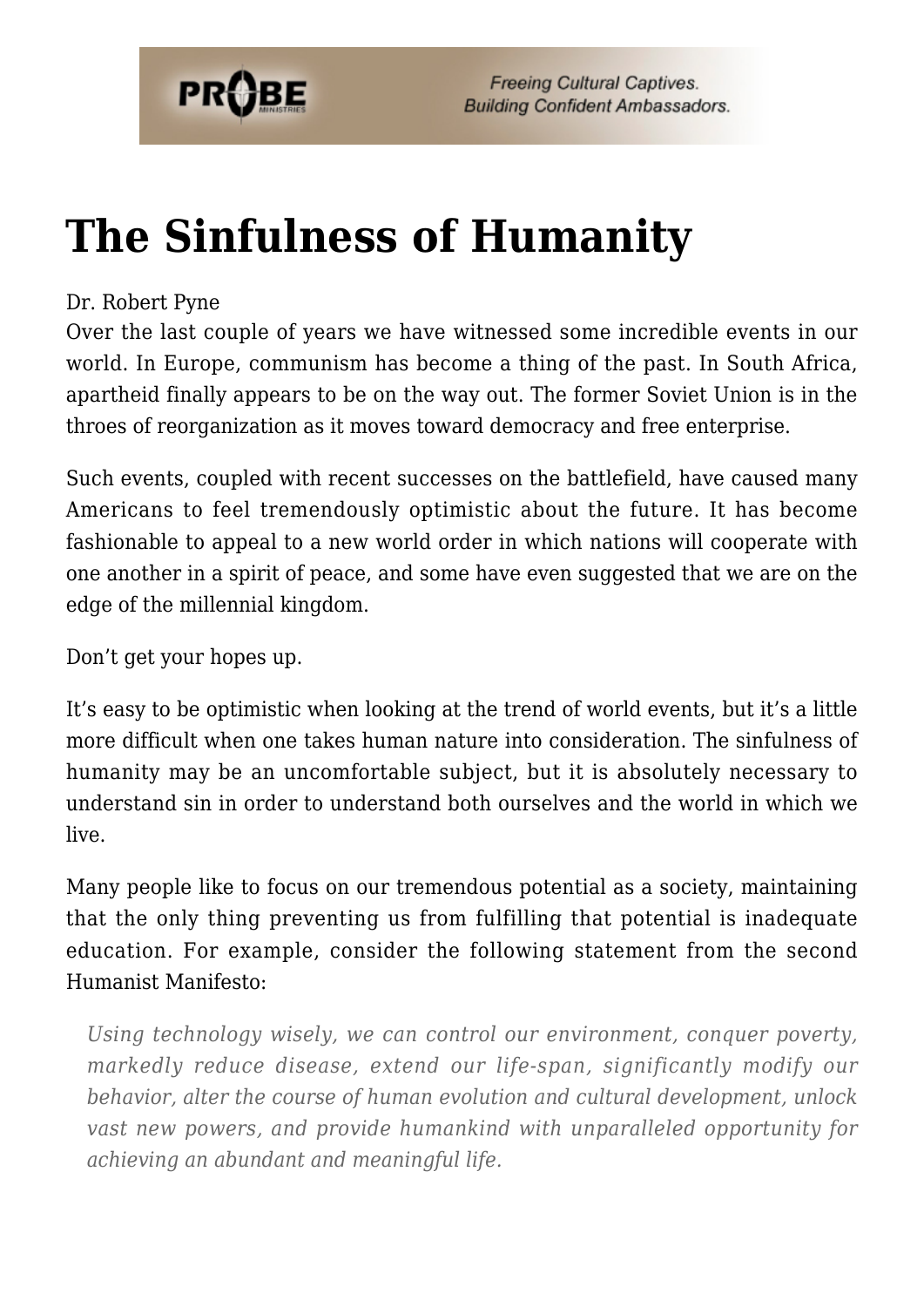# The Sinfulness of Humanity

Dr. Robert Pyne

Over the last couple of years we have witnessed some incredible events in our world. In Europe, communism has become a thing of the past. In South Africa, apartheid finally appears to be on the way out. The former Soviet Union is in the throes of reorganization as it moves toward democracy and free enterprise.

Such events, coupled with recent successes on the battlefield, have caused many Americans to feel tremendously optimistic about the future. It has become fashionable to appeal to a new world order in which nations will cooperate with one another in a spirit of peace, and some have even suggested that we are on the edge of the millennial kingdom.

Don't get your hopes up.

It's easy to be optimistic when looking at the trend of world events, but it's a little more difficult when one takes human nature into consideration. The sinfulness of humanity may be an uncomfortable subject, but it is absolutely necessary to understand sin in order to understand both ourselves and the world in which we live.

Many people like to focus on our tremendous potential as a society, maintaining that the only thing preventing us from fulfilling that potential is inadequate education. For example, consider the following statement from the second Humanist Manifesto:

> *Using technology wisely, we can control our environment, conquer poverty, markedly reduce disease, extend our life-span, significantly modify our behavior, alter the course of human evolution and cultural development, unlock vast new powers, and provide humankind with unparalleled opportunity for achieving an abundant and meaningful life.*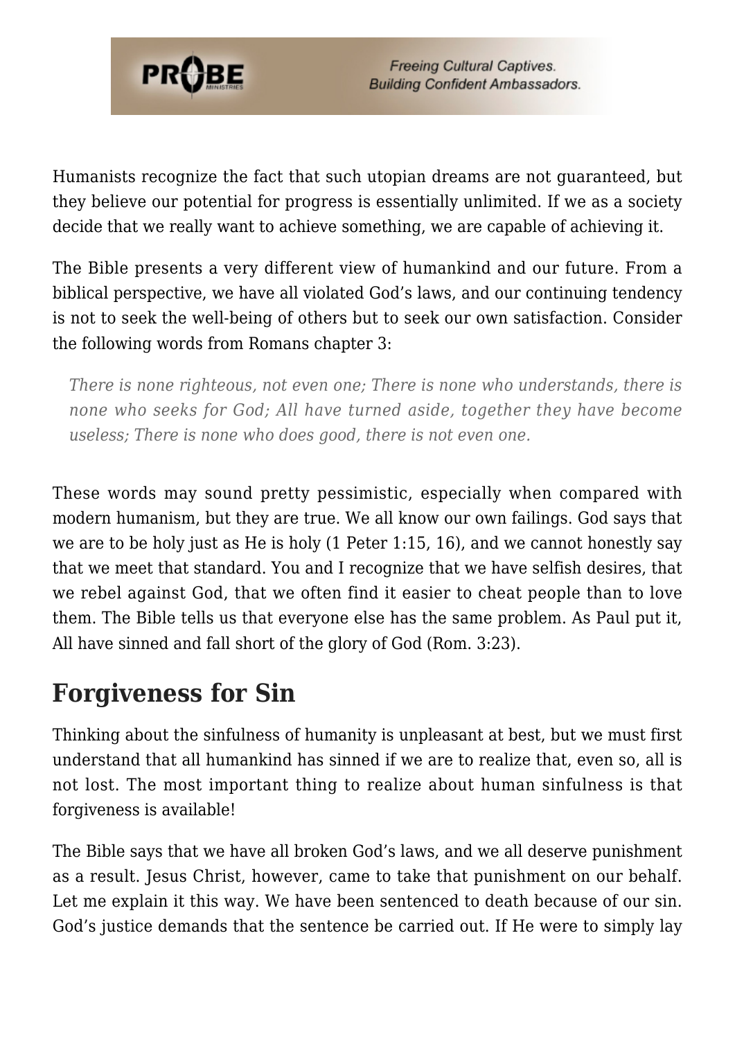Humanists recognize the fact that such utopian dreams are not guaranteed, but they believe our potential for progress is essentially unlimited. If we as a society decide that we really want to achieve something, we are capable of achieving it.

The Bible presents a very different view of humankind and our future. From a biblical perspective, we have all violated God's laws, and our continuing tendency is not to seek the well-being of others but to seek our own satisfaction. Consider the following words from Romans chapter 3:

> *There is none righteous, not even one; There is none who understands, there is none who seeks for God; All have turned aside, together they have become useless; There is none who does good, there is not even one.*

These words may sound pretty pessimistic, especially when compared with modern humanism, but they are true. We all know our own failings. God says that we are to be holy just as He is holy (1 Peter 1:15, 16), and we cannot honestly say that we meet that standard. You and I recognize that we have selfish desires, that we rebel against God, that we often find it easier to cheat people than to love them. The Bible tells us that everyone else has the same problem. As Paul put it, All have sinned and fall short of the glory of God (Rom. 3:23).

## Forgiveness for Sin

Thinking about the sinfulness of humanity is unpleasant at best, but we must first understand that all humankind has sinned if we are to realize that, even so, all is not lost. The most important thing to realize about human sinfulness is that forgiveness is available!

The Bible says that we have all broken God's laws, and we all deserve punishment as a result. Jesus Christ, however, came to take that punishment on our behalf. Let me explain it this way. We have been sentenced to death because of our sin. God's justice demands that the sentence be carried out. If He were to simply lay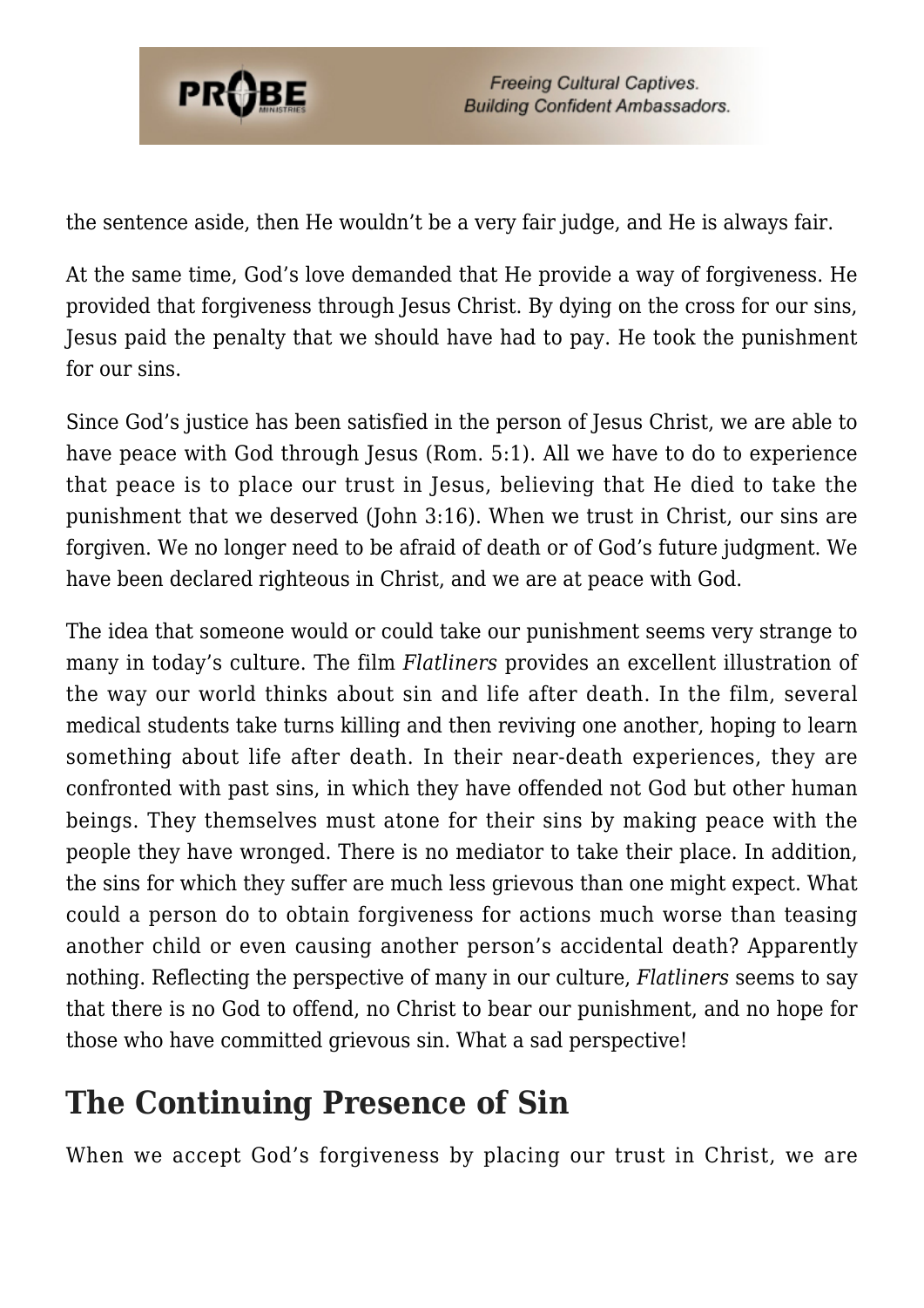the sentence aside, then He wouldn't be a very fair judge, and He is always fair.

At the same time, God's love demanded that He provide a way of forgiveness. He provided that forgiveness through Jesus Christ. By dying on the cross for our sins, Jesus paid the penalty that we should have had to pay. He took the punishment for our sins.

Since God's justice has been satisfied in the person of Jesus Christ, we are able to have peace with God through Jesus (Rom. 5:1). All we have to do to experience that peace is to place our trust in Jesus, believing that He died to take the punishment that we deserved (John 3:16). When we trust in Christ, our sins are forgiven. We no longer need to be afraid of death or of God's future judgment. We have been declared righteous in Christ, and we are at peace with God.

The idea that someone would or could take our punishment seems very strange to many in today's culture. The film *Flatliners* provides an excellent illustration of the way our world thinks about sin and life after death. In the film, several medical students take turns killing and then reviving one another, hoping to learn something about life after death. In their near-death experiences, they are confronted with past sins, in which they have offended not God but other human beings. They themselves must atone for their sins by making peace with the people they have wronged. There is no mediator to take their place. In addition, the sins for which they suffer are much less grievous than one might expect. What could a person do to obtain forgiveness for actions much worse than teasing another child or even causing another person's accidental death? Apparently nothing. Reflecting the perspective of many in our culture, *Flatliners* seems to say that there is no God to offend, no Christ to bear our punishment, and no hope for those who have committed grievous sin. What a sad perspective!

## The Continuing Presence of Sin

When we accept God's forgiveness by placing our trust in Christ, we are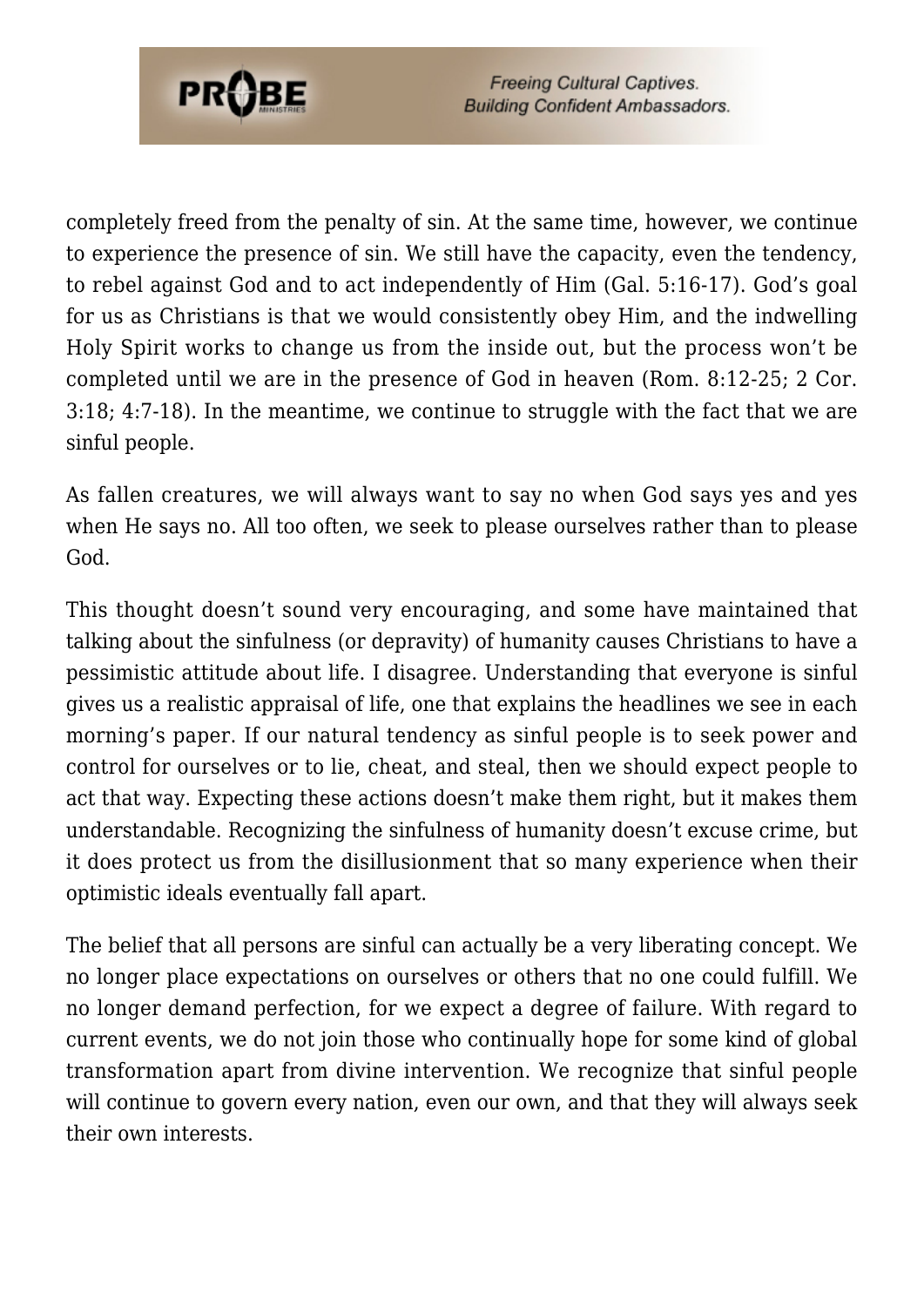completely freed from the penalty of sin. At the same time, however, we continue to experience the presence of sin. We still have the capacity, even the tendency, to rebel against God and to act independently of Him (Gal. 5:16-17). God's goal for us as Christians is that we would consistently obey Him, and the indwelling Holy Spirit works to change us from the inside out, but the process won't be completed until we are in the presence of God in heaven (Rom. 8:12-25; 2 Cor. 3:18; 4:7-18). In the meantime, we continue to struggle with the fact that we are sinful people.

As fallen creatures, we will always want to say no when God says yes and yes when He says no. All too often, we seek to please ourselves rather than to please God.

This thought doesn't sound very encouraging, and some have maintained that talking about the sinfulness (or depravity) of humanity causes Christians to have a pessimistic attitude about life. I disagree. Understanding that everyone is sinful gives us a realistic appraisal of life, one that explains the headlines we see in each morning's paper. If our natural tendency as sinful people is to seek power and control for ourselves or to lie, cheat, and steal, then we should expect people to act that way. Expecting these actions doesn't make them right, but it makes them understandable. Recognizing the sinfulness of humanity doesn't excuse crime, but it does protect us from the disillusionment that so many experience when their optimistic ideals eventually fall apart.

The belief that all persons are sinful can actually be a very liberating concept. We no longer place expectations on ourselves or others that no one could fulfill. We no longer demand perfection, for we expect a degree of failure. With regard to current events, we do not join those who continually hope for some kind of global transformation apart from divine intervention. We recognize that sinful people will continue to govern every nation, even our own, and that they will always seek their own interests.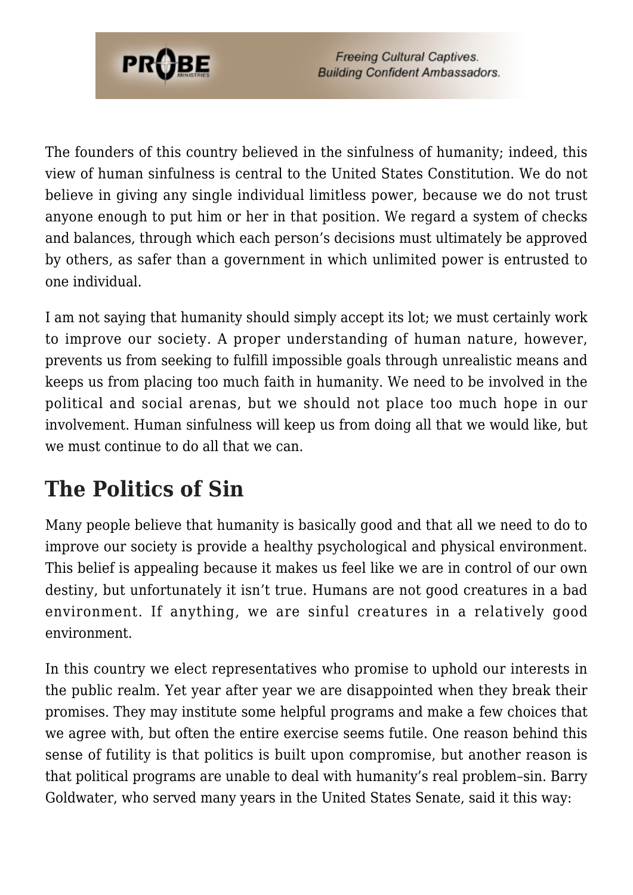The founders of this country believed in the sinfulness of humanity; indeed, this view of human sinfulness is central to the United States Constitution. We do not believe in giving any single individual limitless power, because we do not trust anyone enough to put him or her in that position. We regard a system of checks and balances, through which each person's decisions must ultimately be approved by others, as safer than a government in which unlimited power is entrusted to one individual.

I am not saying that humanity should simply accept its lot; we must certainly work to improve our society. A proper understanding of human nature, however, prevents us from seeking to fulfill impossible goals through unrealistic means and keeps us from placing too much faith in humanity. We need to be involved in the political and social arenas, but we should not place too much hope in our involvement. Human sinfulness will keep us from doing all that we would like, but we must continue to do all that we can.

## The Politics of Sin

Many people believe that humanity is basically good and that all we need to do to improve our society is provide a healthy psychological and physical environment. This belief is appealing because it makes us feel like we are in control of our own destiny, but unfortunately it isn't true. Humans are not good creatures in a bad environment. If anything, we are sinful creatures in a relatively good environment.

In this country we elect representatives who promise to uphold our interests in the public realm. Yet year after year we are disappointed when they break their promises. They may institute some helpful programs and make a few choices that we agree with, but often the entire exercise seems futile. One reason behind this sense of futility is that politics is built upon compromise, but another reason is that political programs are unable to deal with humanity's real problem–sin. Barry Goldwater, who served many years in the United States Senate, said it this way: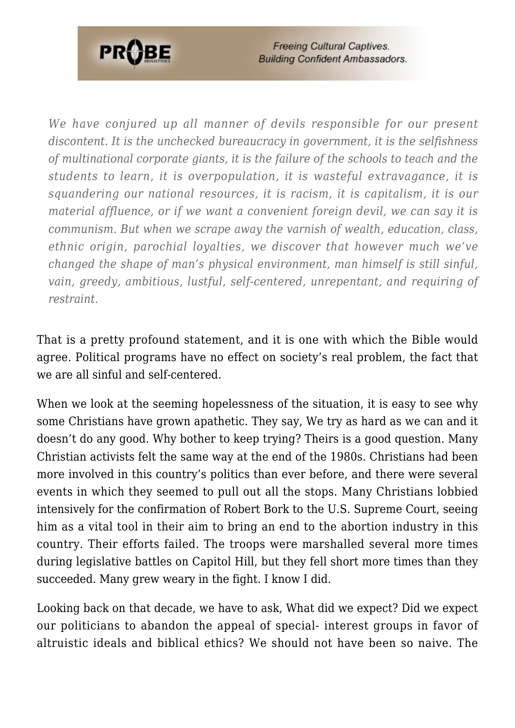> *We have conjured up all manner of devils responsible for our present discontent. It is the unchecked bureaucracy in government, it is the selfishness of multinational corporate giants, it is the failure of the schools to teach and the students to learn, it is overpopulation, it is wasteful extravagance, it is squandering our national resources, it is racism, it is capitalism, it is our material affluence, or if we want a convenient foreign devil, we can say it is communism. But when we scrape away the varnish of wealth, education, class, ethnic origin, parochial loyalties, we discover that however much we've changed the shape of man's physical environment, man himself is still sinful, vain, greedy, ambitious, lustful, self-centered, unrepentant, and requiring of restraint.*

That is a pretty profound statement, and it is one with which the Bible would agree. Political programs have no effect on society's real problem, the fact that we are all sinful and self-centered.

When we look at the seeming hopelessness of the situation, it is easy to see why some Christians have grown apathetic. They say, We try as hard as we can and it doesn't do any good. Why bother to keep trying? Theirs is a good question. Many Christian activists felt the same way at the end of the 1980s. Christians had been more involved in this country's politics than ever before, and there were several events in which they seemed to pull out all the stops. Many Christians lobbied intensively for the confirmation of Robert Bork to the U.S. Supreme Court, seeing him as a vital tool in their aim to bring an end to the abortion industry in this country. Their efforts failed. The troops were marshalled several more times during legislative battles on Capitol Hill, but they fell short more times than they succeeded. Many grew weary in the fight. I know I did.

Looking back on that decade, we have to ask, What did we expect? Did we expect our politicians to abandon the appeal of special- interest groups in favor of altruistic ideals and biblical ethics? We should not have been so naive. The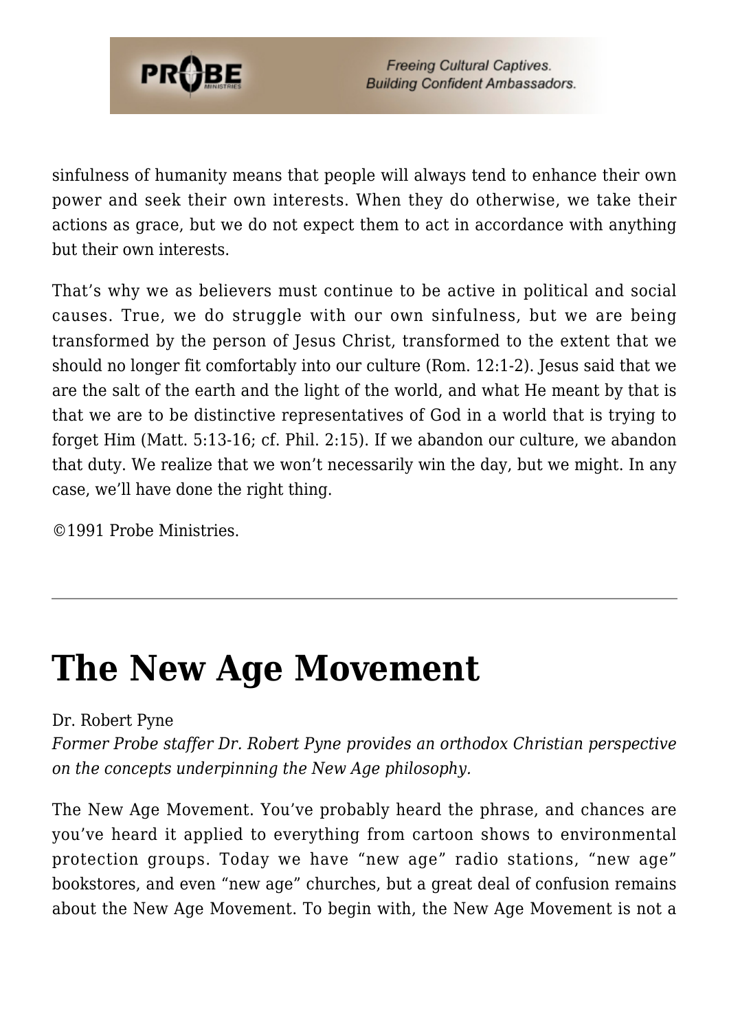sinfulness of humanity means that people will always tend to enhance their own power and seek their own interests. When they do otherwise, we take their actions as grace, but we do not expect them to act in accordance with anything but their own interests.

That's why we as believers must continue to be active in political and social causes. True, we do struggle with our own sinfulness, but we are being transformed by the person of Jesus Christ, transformed to the extent that we should no longer fit comfortably into our culture (Rom. 12:1-2). Jesus said that we are the salt of the earth and the light of the world, and what He meant by that is that we are to be distinctive representatives of God in a world that is trying to forget Him (Matt. 5:13-16; cf. Phil. 2:15). If we abandon our culture, we abandon that duty. We realize that we won't necessarily win the day, but we might. In any case, we'll have done the right thing.

©1991 Probe Ministries.

---

# The New Age Movement

Dr. Robert Pyne

*Former Probe staffer Dr. Robert Pyne provides an orthodox Christian perspective on the concepts underpinning the New Age philosophy.*

The New Age Movement. You've probably heard the phrase, and chances are you've heard it applied to everything from cartoon shows to environmental protection groups. Today we have "new age" radio stations, "new age" bookstores, and even "new age" churches, but a great deal of confusion remains about the New Age Movement. To begin with, the New Age Movement is not a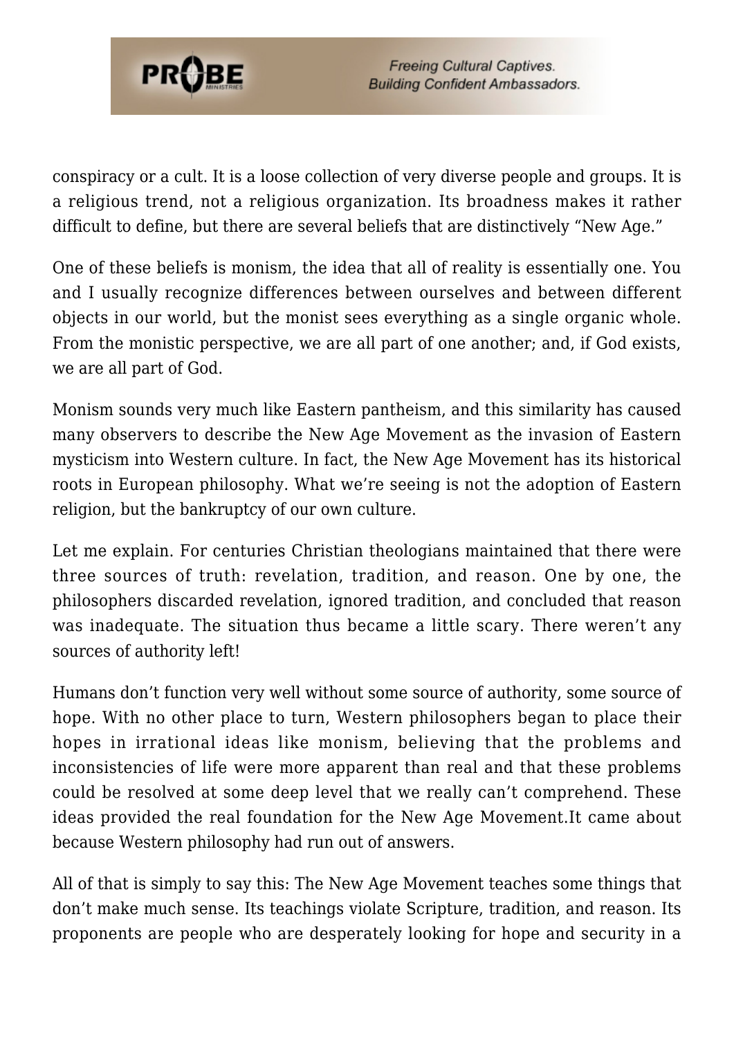conspiracy or a cult. It is a loose collection of very diverse people and groups. It is a religious trend, not a religious organization. Its broadness makes it rather difficult to define, but there are several beliefs that are distinctively "New Age."

One of these beliefs is monism, the idea that all of reality is essentially one. You and I usually recognize differences between ourselves and between different objects in our world, but the monist sees everything as a single organic whole. From the monistic perspective, we are all part of one another; and, if God exists, we are all part of God.

Monism sounds very much like Eastern pantheism, and this similarity has caused many observers to describe the New Age Movement as the invasion of Eastern mysticism into Western culture. In fact, the New Age Movement has its historical roots in European philosophy. What we're seeing is not the adoption of Eastern religion, but the bankruptcy of our own culture.

Let me explain. For centuries Christian theologians maintained that there were three sources of truth: revelation, tradition, and reason. One by one, the philosophers discarded revelation, ignored tradition, and concluded that reason was inadequate. The situation thus became a little scary. There weren't any sources of authority left!

Humans don't function very well without some source of authority, some source of hope. With no other place to turn, Western philosophers began to place their hopes in irrational ideas like monism, believing that the problems and inconsistencies of life were more apparent than real and that these problems could be resolved at some deep level that we really can't comprehend. These ideas provided the real foundation for the New Age Movement.It came about because Western philosophy had run out of answers.

All of that is simply to say this: The New Age Movement teaches some things that don't make much sense. Its teachings violate Scripture, tradition, and reason. Its proponents are people who are desperately looking for hope and security in a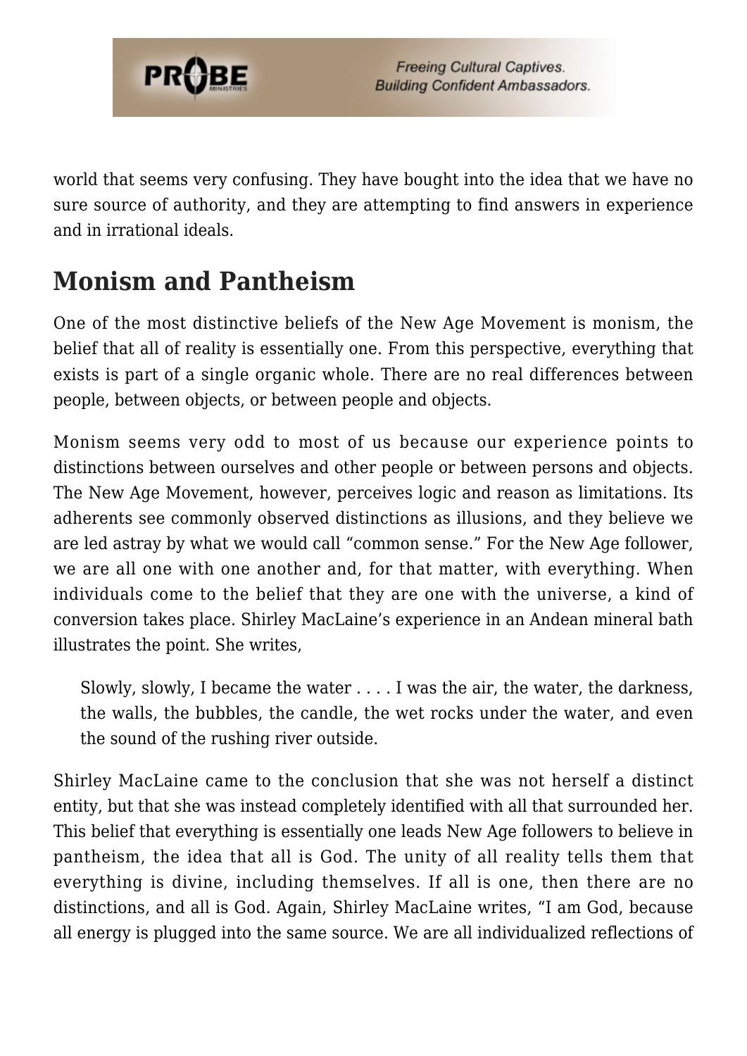world that seems very confusing. They have bought into the idea that we have no sure source of authority, and they are attempting to find answers in experience and in irrational ideals.

## Monism and Pantheism

One of the most distinctive beliefs of the New Age Movement is monism, the belief that all of reality is essentially one. From this perspective, everything that exists is part of a single organic whole. There are no real differences between people, between objects, or between people and objects.

Monism seems very odd to most of us because our experience points to distinctions between ourselves and other people or between persons and objects. The New Age Movement, however, perceives logic and reason as limitations. Its adherents see commonly observed distinctions as illusions, and they believe we are led astray by what we would call "common sense." For the New Age follower, we are all one with one another and, for that matter, with everything. When individuals come to the belief that they are one with the universe, a kind of conversion takes place. Shirley MacLaine's experience in an Andean mineral bath illustrates the point. She writes,

> Slowly, slowly, I became the water . . . . I was the air, the water, the darkness, the walls, the bubbles, the candle, the wet rocks under the water, and even the sound of the rushing river outside.

Shirley MacLaine came to the conclusion that she was not herself a distinct entity, but that she was instead completely identified with all that surrounded her. This belief that everything is essentially one leads New Age followers to believe in pantheism, the idea that all is God. The unity of all reality tells them that everything is divine, including themselves. If all is one, then there are no distinctions, and all is God. Again, Shirley MacLaine writes, "I am God, because all energy is plugged into the same source. We are all individualized reflections of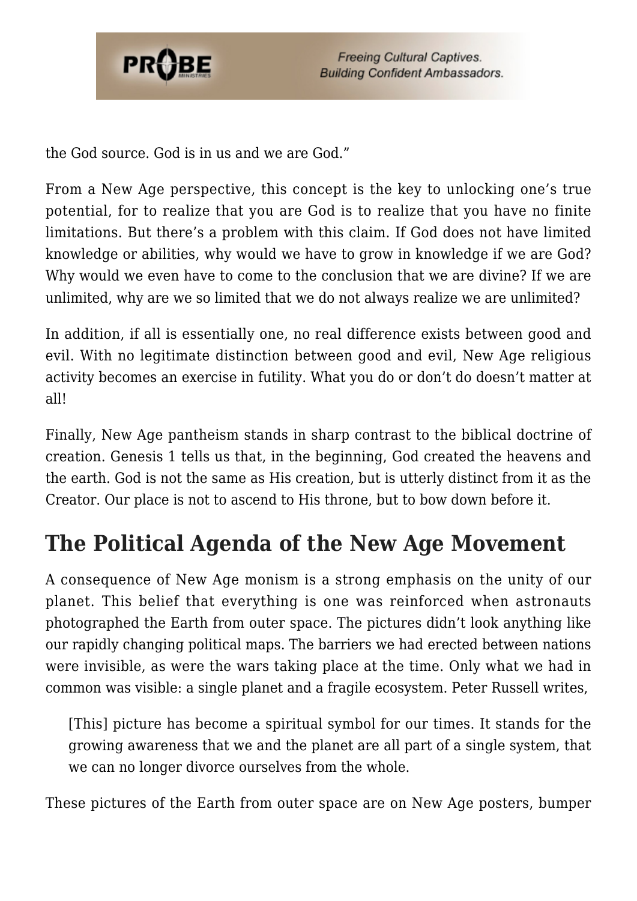the God source. God is in us and we are God."

From a New Age perspective, this concept is the key to unlocking one's true potential, for to realize that you are God is to realize that you have no finite limitations. But there's a problem with this claim. If God does not have limited knowledge or abilities, why would we have to grow in knowledge if we are God? Why would we even have to come to the conclusion that we are divine? If we are unlimited, why are we so limited that we do not always realize we are unlimited?

In addition, if all is essentially one, no real difference exists between good and evil. With no legitimate distinction between good and evil, New Age religious activity becomes an exercise in futility. What you do or don't do doesn't matter at all!

Finally, New Age pantheism stands in sharp contrast to the biblical doctrine of creation. Genesis 1 tells us that, in the beginning, God created the heavens and the earth. God is not the same as His creation, but is utterly distinct from it as the Creator. Our place is not to ascend to His throne, but to bow down before it.

## The Political Agenda of the New Age Movement

A consequence of New Age monism is a strong emphasis on the unity of our planet. This belief that everything is one was reinforced when astronauts photographed the Earth from outer space. The pictures didn't look anything like our rapidly changing political maps. The barriers we had erected between nations were invisible, as were the wars taking place at the time. Only what we had in common was visible: a single planet and a fragile ecosystem. Peter Russell writes,

> [This] picture has become a spiritual symbol for our times. It stands for the growing awareness that we and the planet are all part of a single system, that we can no longer divorce ourselves from the whole.

These pictures of the Earth from outer space are on New Age posters, bumper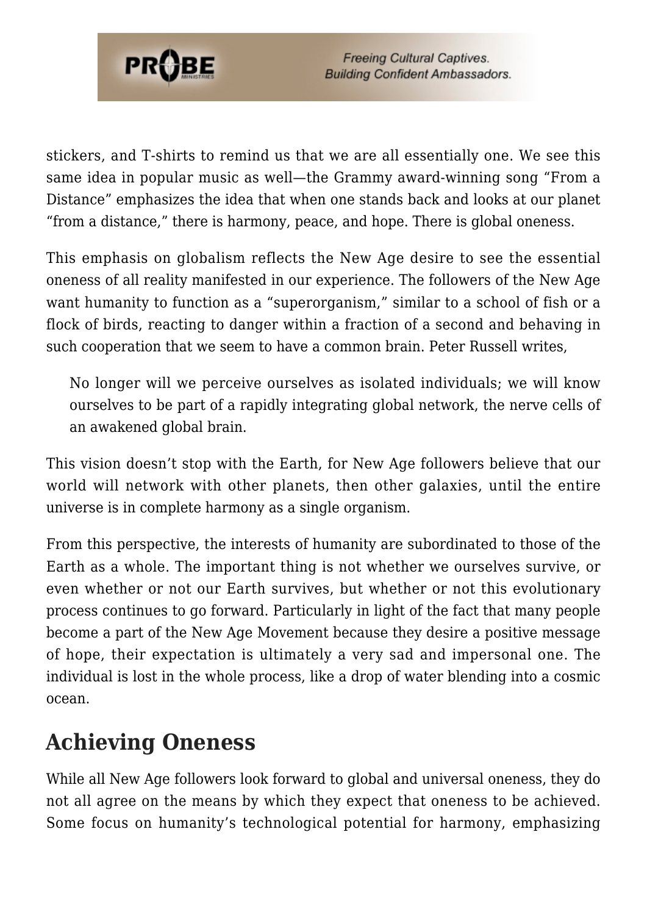stickers, and T-shirts to remind us that we are all essentially one. We see this same idea in popular music as well—the Grammy award-winning song "From a Distance" emphasizes the idea that when one stands back and looks at our planet "from a distance," there is harmony, peace, and hope. There is global oneness.

This emphasis on globalism reflects the New Age desire to see the essential oneness of all reality manifested in our experience. The followers of the New Age want humanity to function as a "superorganism," similar to a school of fish or a flock of birds, reacting to danger within a fraction of a second and behaving in such cooperation that we seem to have a common brain. Peter Russell writes,

> No longer will we perceive ourselves as isolated individuals; we will know ourselves to be part of a rapidly integrating global network, the nerve cells of an awakened global brain.

This vision doesn't stop with the Earth, for New Age followers believe that our world will network with other planets, then other galaxies, until the entire universe is in complete harmony as a single organism.

From this perspective, the interests of humanity are subordinated to those of the Earth as a whole. The important thing is not whether we ourselves survive, or even whether or not our Earth survives, but whether or not this evolutionary process continues to go forward. Particularly in light of the fact that many people become a part of the New Age Movement because they desire a positive message of hope, their expectation is ultimately a very sad and impersonal one. The individual is lost in the whole process, like a drop of water blending into a cosmic ocean.

## Achieving Oneness

While all New Age followers look forward to global and universal oneness, they do not all agree on the means by which they expect that oneness to be achieved. Some focus on humanity's technological potential for harmony, emphasizing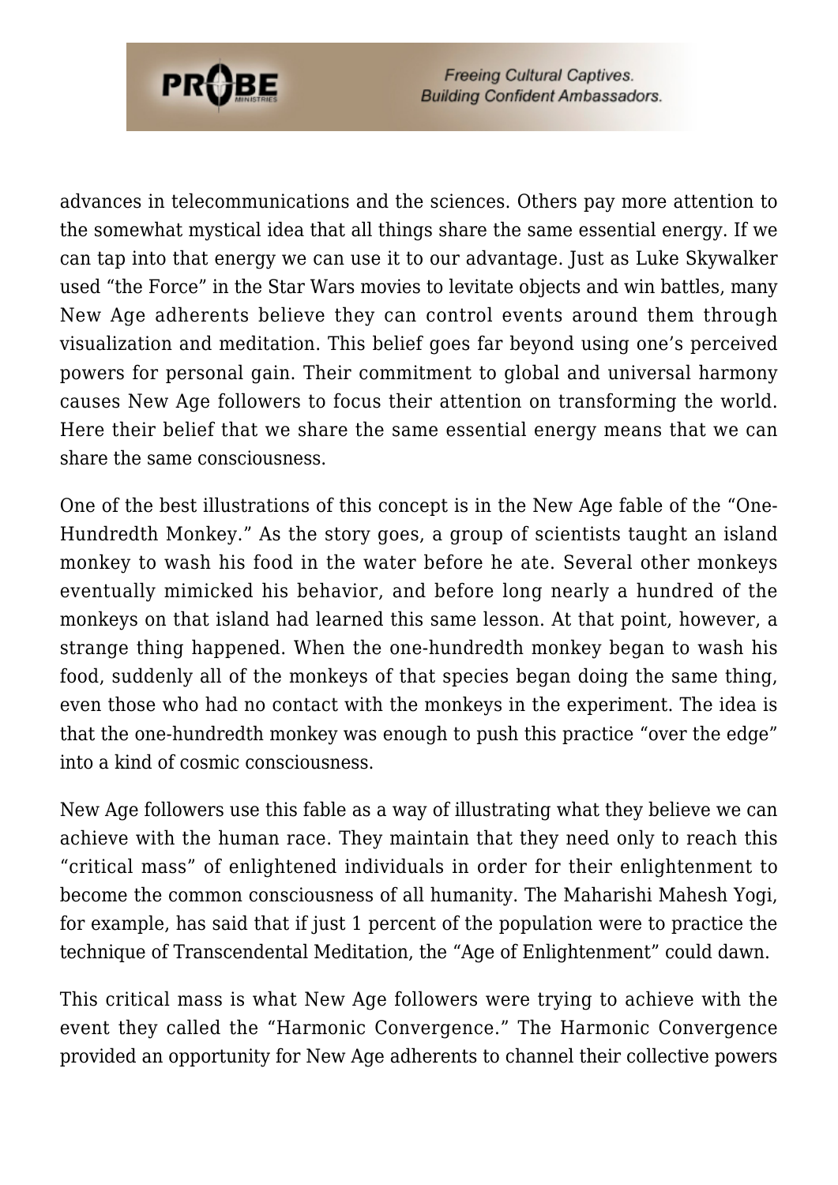advances in telecommunications and the sciences. Others pay more attention to the somewhat mystical idea that all things share the same essential energy. If we can tap into that energy we can use it to our advantage. Just as Luke Skywalker used "the Force" in the Star Wars movies to levitate objects and win battles, many New Age adherents believe they can control events around them through visualization and meditation. This belief goes far beyond using one's perceived powers for personal gain. Their commitment to global and universal harmony causes New Age followers to focus their attention on transforming the world. Here their belief that we share the same essential energy means that we can share the same consciousness.

One of the best illustrations of this concept is in the New Age fable of the "One-Hundredth Monkey." As the story goes, a group of scientists taught an island monkey to wash his food in the water before he ate. Several other monkeys eventually mimicked his behavior, and before long nearly a hundred of the monkeys on that island had learned this same lesson. At that point, however, a strange thing happened. When the one-hundredth monkey began to wash his food, suddenly all of the monkeys of that species began doing the same thing, even those who had no contact with the monkeys in the experiment. The idea is that the one-hundredth monkey was enough to push this practice "over the edge" into a kind of cosmic consciousness.

New Age followers use this fable as a way of illustrating what they believe we can achieve with the human race. They maintain that they need only to reach this "critical mass" of enlightened individuals in order for their enlightenment to become the common consciousness of all humanity. The Maharishi Mahesh Yogi, for example, has said that if just 1 percent of the population were to practice the technique of Transcendental Meditation, the "Age of Enlightenment" could dawn.

This critical mass is what New Age followers were trying to achieve with the event they called the "Harmonic Convergence." The Harmonic Convergence provided an opportunity for New Age adherents to channel their collective powers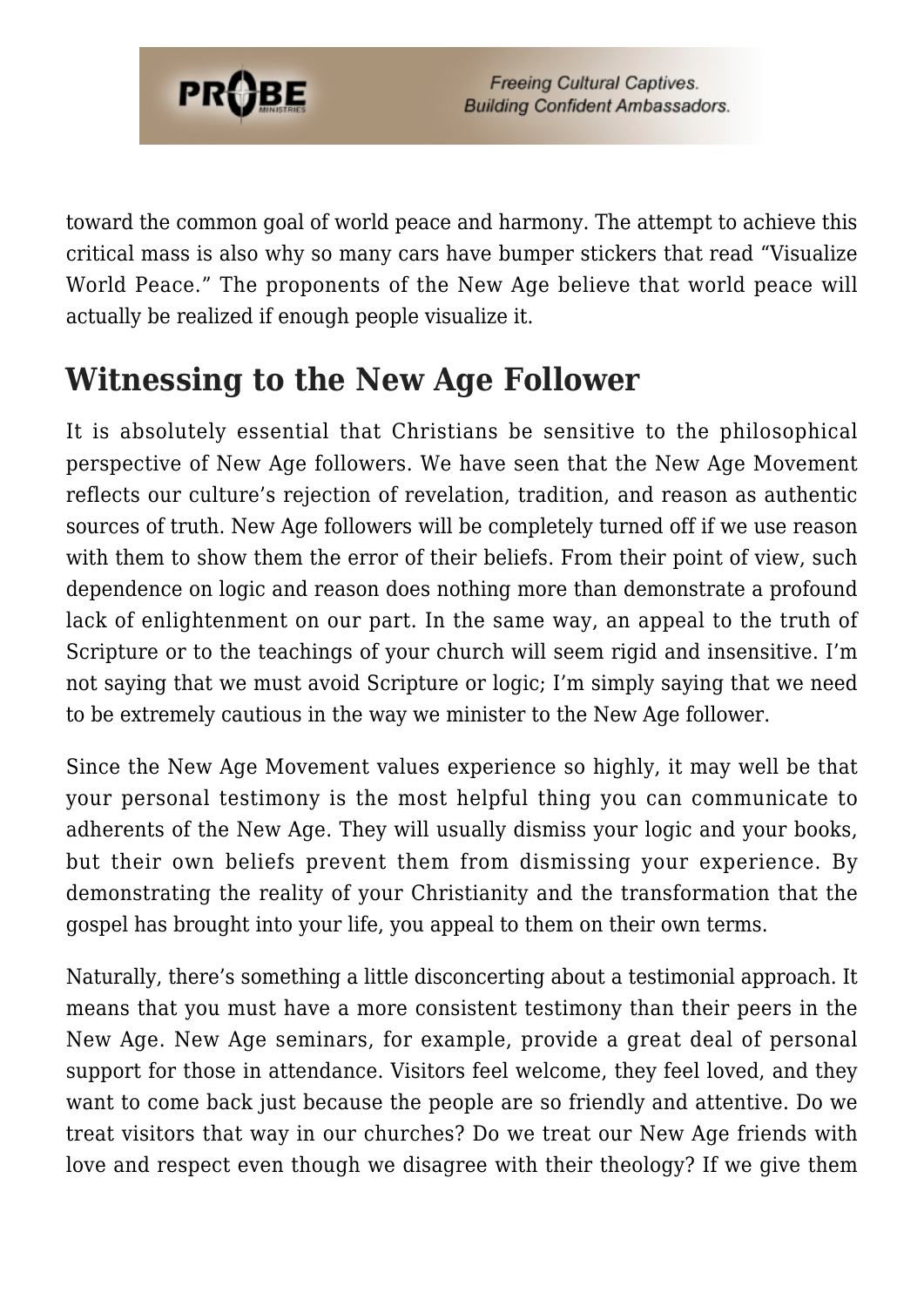toward the common goal of world peace and harmony. The attempt to achieve this critical mass is also why so many cars have bumper stickers that read "Visualize World Peace." The proponents of the New Age believe that world peace will actually be realized if enough people visualize it.

## Witnessing to the New Age Follower

It is absolutely essential that Christians be sensitive to the philosophical perspective of New Age followers. We have seen that the New Age Movement reflects our culture's rejection of revelation, tradition, and reason as authentic sources of truth. New Age followers will be completely turned off if we use reason with them to show them the error of their beliefs. From their point of view, such dependence on logic and reason does nothing more than demonstrate a profound lack of enlightenment on our part. In the same way, an appeal to the truth of Scripture or to the teachings of your church will seem rigid and insensitive. I'm not saying that we must avoid Scripture or logic; I'm simply saying that we need to be extremely cautious in the way we minister to the New Age follower.

Since the New Age Movement values experience so highly, it may well be that your personal testimony is the most helpful thing you can communicate to adherents of the New Age. They will usually dismiss your logic and your books, but their own beliefs prevent them from dismissing your experience. By demonstrating the reality of your Christianity and the transformation that the gospel has brought into your life, you appeal to them on their own terms.

Naturally, there's something a little disconcerting about a testimonial approach. It means that you must have a more consistent testimony than their peers in the New Age. New Age seminars, for example, provide a great deal of personal support for those in attendance. Visitors feel welcome, they feel loved, and they want to come back just because the people are so friendly and attentive. Do we treat visitors that way in our churches? Do we treat our New Age friends with love and respect even though we disagree with their theology? If we give them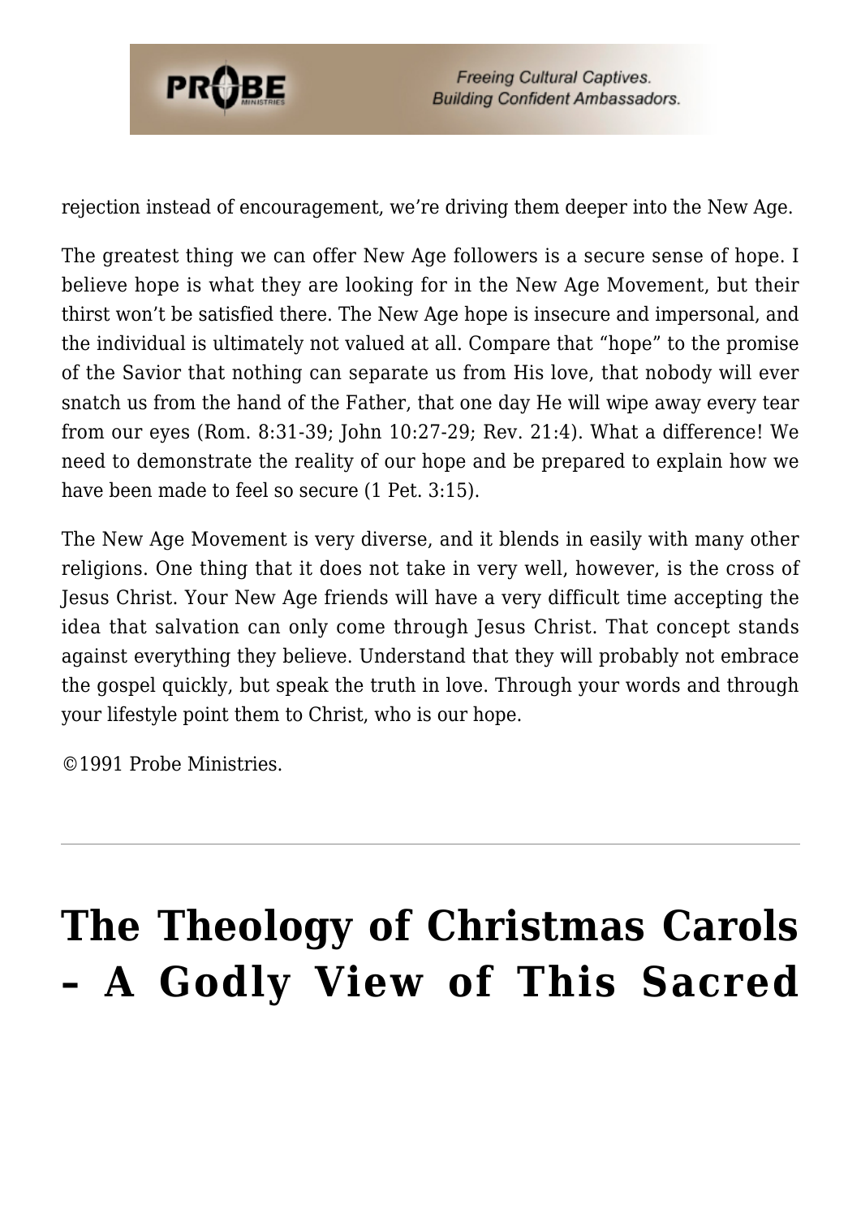rejection instead of encouragement, we're driving them deeper into the New Age.

The greatest thing we can offer New Age followers is a secure sense of hope. I believe hope is what they are looking for in the New Age Movement, but their thirst won't be satisfied there. The New Age hope is insecure and impersonal, and the individual is ultimately not valued at all. Compare that "hope" to the promise of the Savior that nothing can separate us from His love, that nobody will ever snatch us from the hand of the Father, that one day He will wipe away every tear from our eyes (Rom. 8:31-39; John 10:27-29; Rev. 21:4). What a difference! We need to demonstrate the reality of our hope and be prepared to explain how we have been made to feel so secure (1 Pet. 3:15).

The New Age Movement is very diverse, and it blends in easily with many other religions. One thing that it does not take in very well, however, is the cross of Jesus Christ. Your New Age friends will have a very difficult time accepting the idea that salvation can only come through Jesus Christ. That concept stands against everything they believe. Understand that they will probably not embrace the gospel quickly, but speak the truth in love. Through your words and through your lifestyle point them to Christ, who is our hope.

©1991 Probe Ministries.

---

# The Theology of Christmas Carols – A Godly View of This Sacred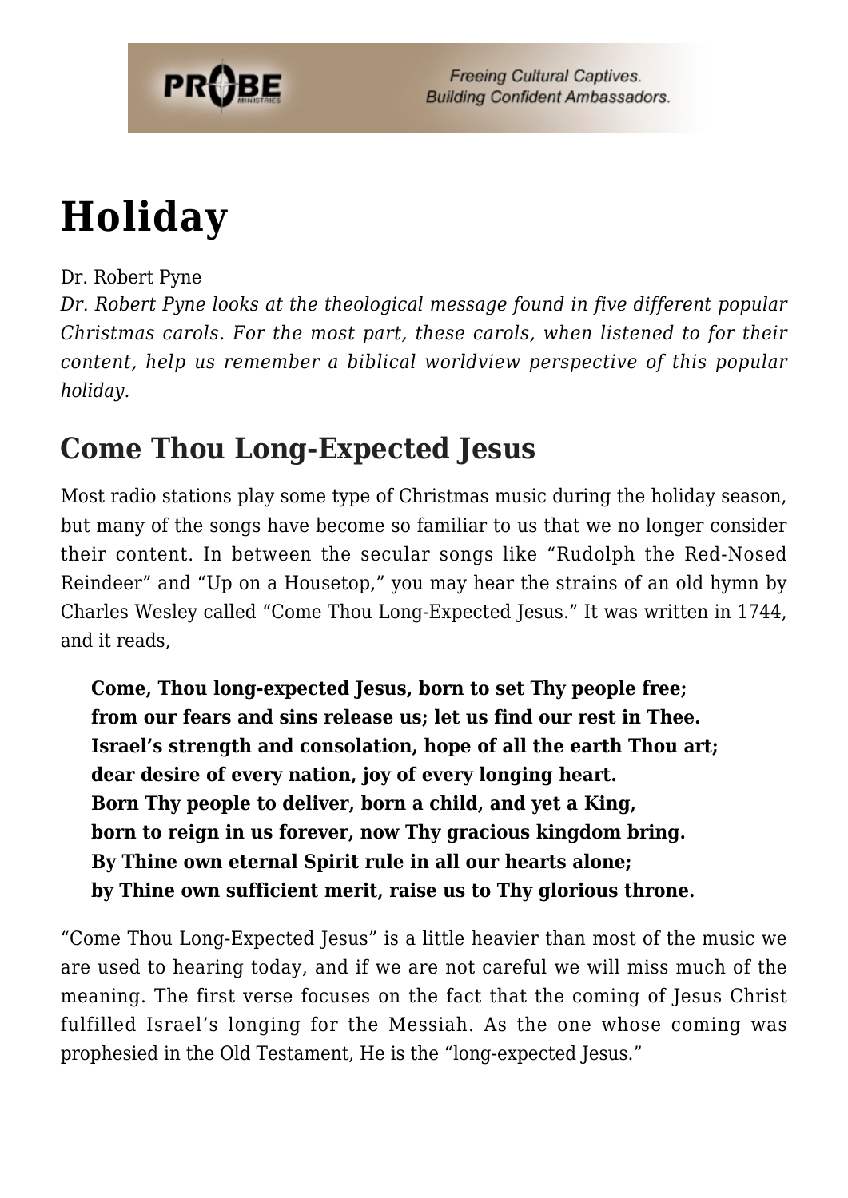# Holiday

Dr. Robert Pyne

*Dr. Robert Pyne looks at the theological message found in five different popular Christmas carols. For the most part, these carols, when listened to for their content, help us remember a biblical worldview perspective of this popular holiday.*

## Come Thou Long-Expected Jesus

Most radio stations play some type of Christmas music during the holiday season, but many of the songs have become so familiar to us that we no longer consider their content. In between the secular songs like "Rudolph the Red-Nosed Reindeer" and "Up on a Housetop," you may hear the strains of an old hymn by Charles Wesley called "Come Thou Long-Expected Jesus." It was written in 1744, and it reads,

> **Come, Thou long-expected Jesus, born to set Thy people free;**
> **from our fears and sins release us; let us find our rest in Thee.**
> **Israel's strength and consolation, hope of all the earth Thou art;**
> **dear desire of every nation, joy of every longing heart.**
> **Born Thy people to deliver, born a child, and yet a King,**
> **born to reign in us forever, now Thy gracious kingdom bring.**
> **By Thine own eternal Spirit rule in all our hearts alone;**
> **by Thine own sufficient merit, raise us to Thy glorious throne.**

"Come Thou Long-Expected Jesus" is a little heavier than most of the music we are used to hearing today, and if we are not careful we will miss much of the meaning. The first verse focuses on the fact that the coming of Jesus Christ fulfilled Israel's longing for the Messiah. As the one whose coming was prophesied in the Old Testament, He is the "long-expected Jesus."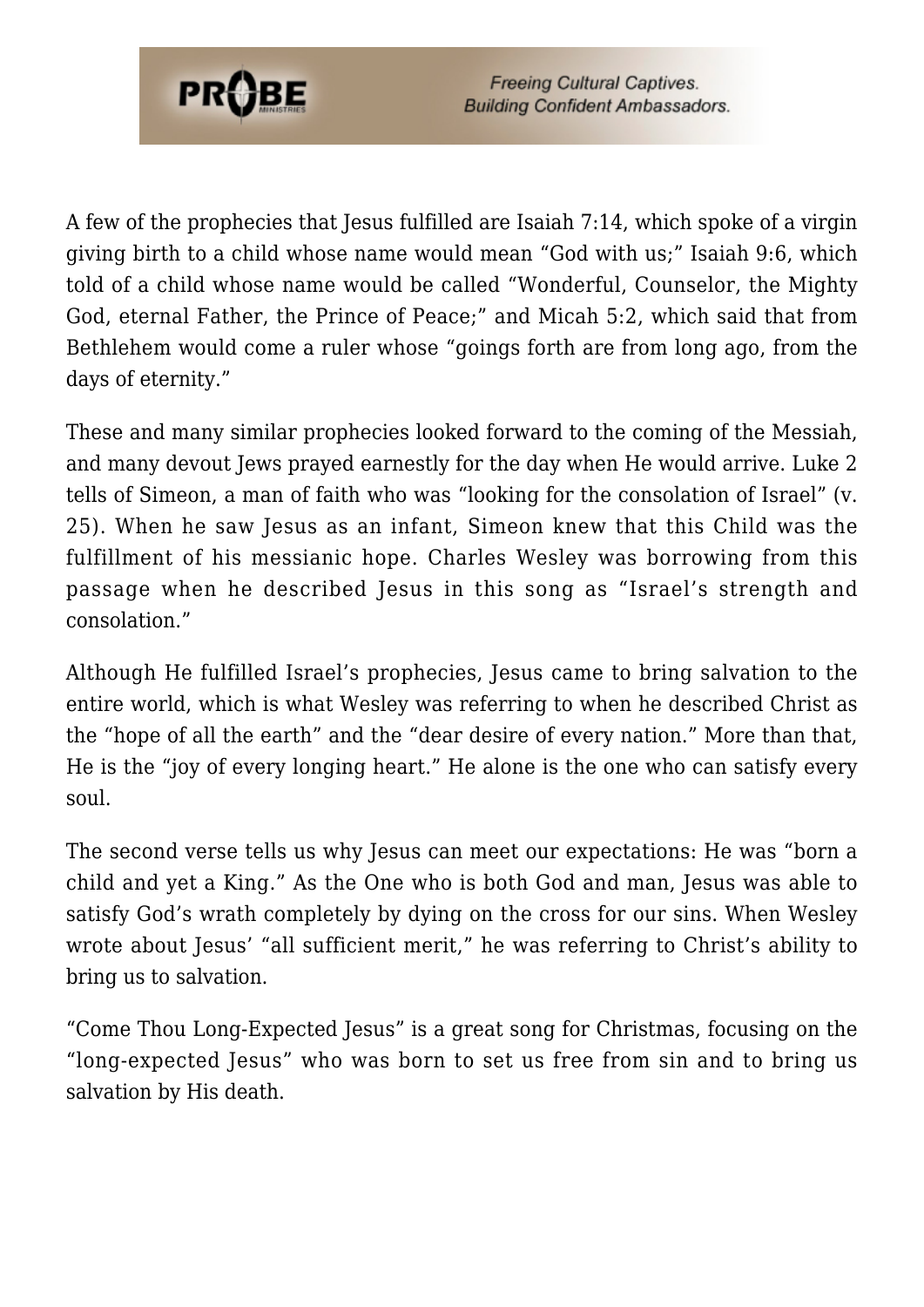A few of the prophecies that Jesus fulfilled are Isaiah 7:14, which spoke of a virgin giving birth to a child whose name would mean "God with us;" Isaiah 9:6, which told of a child whose name would be called "Wonderful, Counselor, the Mighty God, eternal Father, the Prince of Peace;" and Micah 5:2, which said that from Bethlehem would come a ruler whose "goings forth are from long ago, from the days of eternity."

These and many similar prophecies looked forward to the coming of the Messiah, and many devout Jews prayed earnestly for the day when He would arrive. Luke 2 tells of Simeon, a man of faith who was "looking for the consolation of Israel" (v. 25). When he saw Jesus as an infant, Simeon knew that this Child was the fulfillment of his messianic hope. Charles Wesley was borrowing from this passage when he described Jesus in this song as "Israel's strength and consolation."

Although He fulfilled Israel's prophecies, Jesus came to bring salvation to the entire world, which is what Wesley was referring to when he described Christ as the "hope of all the earth" and the "dear desire of every nation." More than that, He is the "joy of every longing heart." He alone is the one who can satisfy every soul.

The second verse tells us why Jesus can meet our expectations: He was "born a child and yet a King." As the One who is both God and man, Jesus was able to satisfy God's wrath completely by dying on the cross for our sins. When Wesley wrote about Jesus' "all sufficient merit," he was referring to Christ's ability to bring us to salvation.

"Come Thou Long-Expected Jesus" is a great song for Christmas, focusing on the "long-expected Jesus" who was born to set us free from sin and to bring us salvation by His death.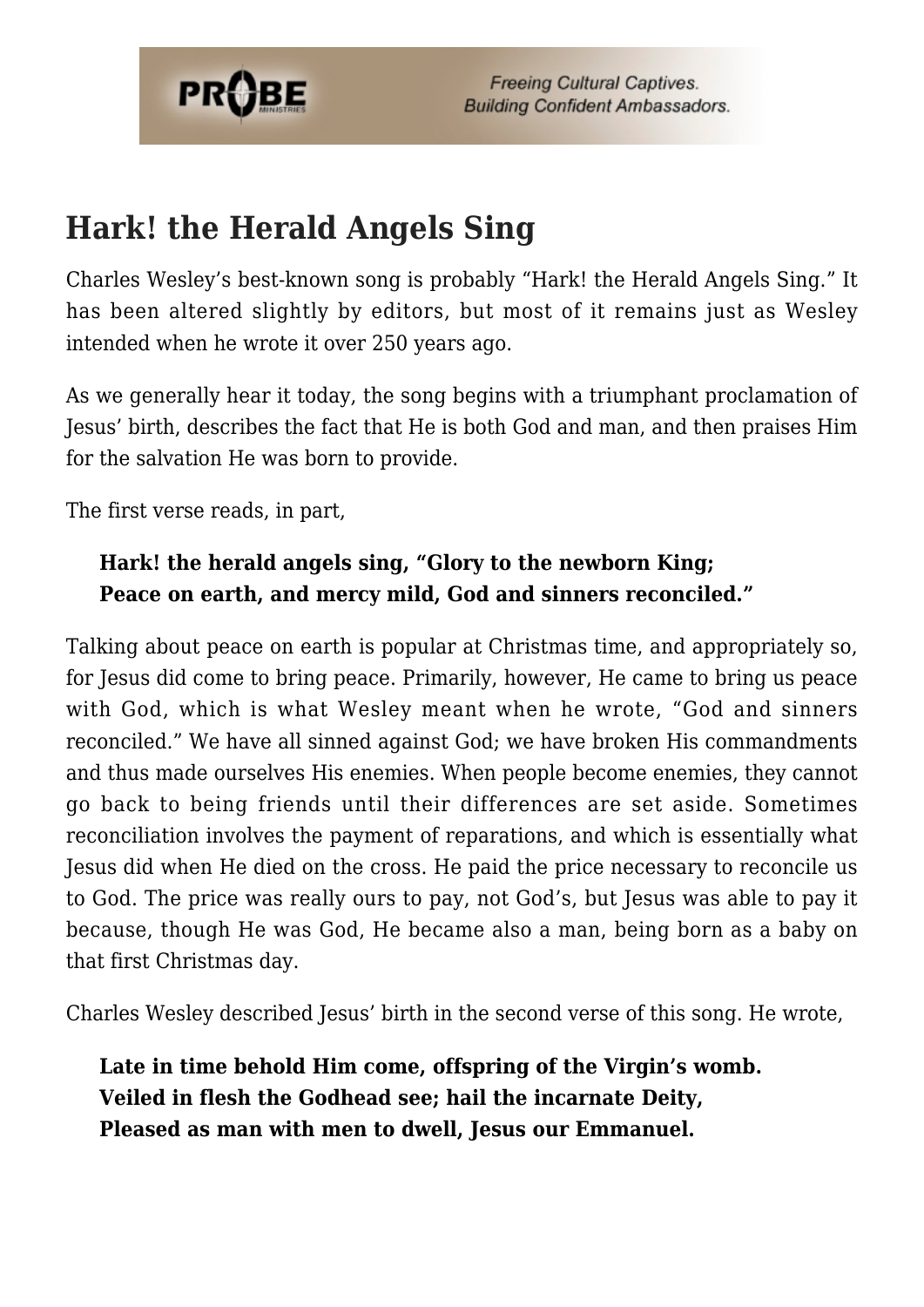## Hark! the Herald Angels Sing

Charles Wesley's best-known song is probably "Hark! the Herald Angels Sing." It has been altered slightly by editors, but most of it remains just as Wesley intended when he wrote it over 250 years ago.

As we generally hear it today, the song begins with a triumphant proclamation of Jesus' birth, describes the fact that He is both God and man, and then praises Him for the salvation He was born to provide.

The first verse reads, in part,

> **Hark! the herald angels sing, "Glory to the newborn King;**
> **Peace on earth, and mercy mild, God and sinners reconciled."**

Talking about peace on earth is popular at Christmas time, and appropriately so, for Jesus did come to bring peace. Primarily, however, He came to bring us peace with God, which is what Wesley meant when he wrote, "God and sinners reconciled." We have all sinned against God; we have broken His commandments and thus made ourselves His enemies. When people become enemies, they cannot go back to being friends until their differences are set aside. Sometimes reconciliation involves the payment of reparations, and which is essentially what Jesus did when He died on the cross. He paid the price necessary to reconcile us to God. The price was really ours to pay, not God's, but Jesus was able to pay it because, though He was God, He became also a man, being born as a baby on that first Christmas day.

Charles Wesley described Jesus' birth in the second verse of this song. He wrote,

> **Late in time behold Him come, offspring of the Virgin's womb.**
> **Veiled in flesh the Godhead see; hail the incarnate Deity,**
> **Pleased as man with men to dwell, Jesus our Emmanuel.**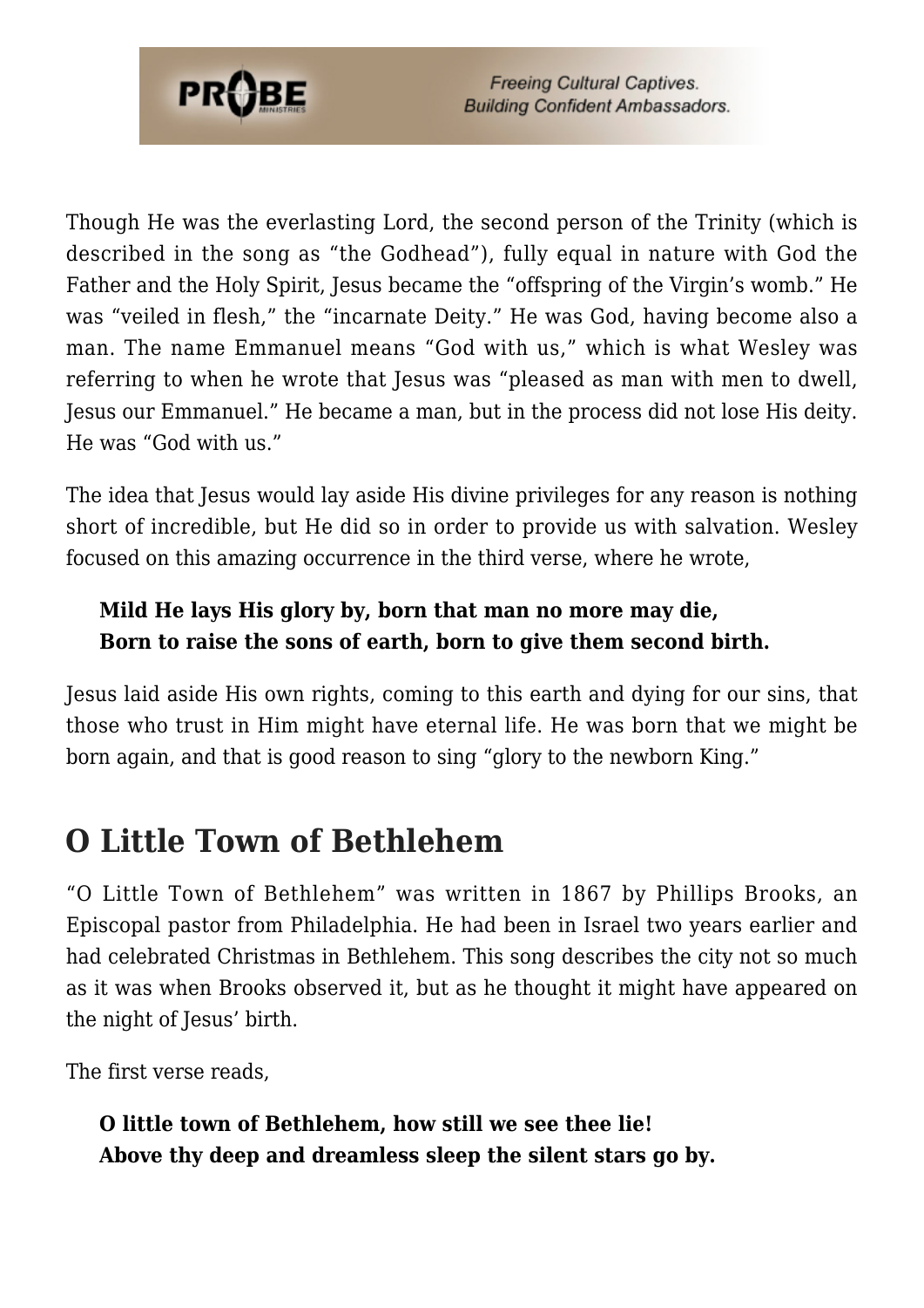Though He was the everlasting Lord, the second person of the Trinity (which is described in the song as "the Godhead"), fully equal in nature with God the Father and the Holy Spirit, Jesus became the "offspring of the Virgin's womb." He was "veiled in flesh," the "incarnate Deity." He was God, having become also a man. The name Emmanuel means "God with us," which is what Wesley was referring to when he wrote that Jesus was "pleased as man with men to dwell, Jesus our Emmanuel." He became a man, but in the process did not lose His deity. He was "God with us."

The idea that Jesus would lay aside His divine privileges for any reason is nothing short of incredible, but He did so in order to provide us with salvation. Wesley focused on this amazing occurrence in the third verse, where he wrote,

> **Mild He lays His glory by, born that man no more may die,**
> **Born to raise the sons of earth, born to give them second birth.**

Jesus laid aside His own rights, coming to this earth and dying for our sins, that those who trust in Him might have eternal life. He was born that we might be born again, and that is good reason to sing "glory to the newborn King."

## O Little Town of Bethlehem

"O Little Town of Bethlehem" was written in 1867 by Phillips Brooks, an Episcopal pastor from Philadelphia. He had been in Israel two years earlier and had celebrated Christmas in Bethlehem. This song describes the city not so much as it was when Brooks observed it, but as he thought it might have appeared on the night of Jesus' birth.

The first verse reads,

> **O little town of Bethlehem, how still we see thee lie!**
> **Above thy deep and dreamless sleep the silent stars go by.**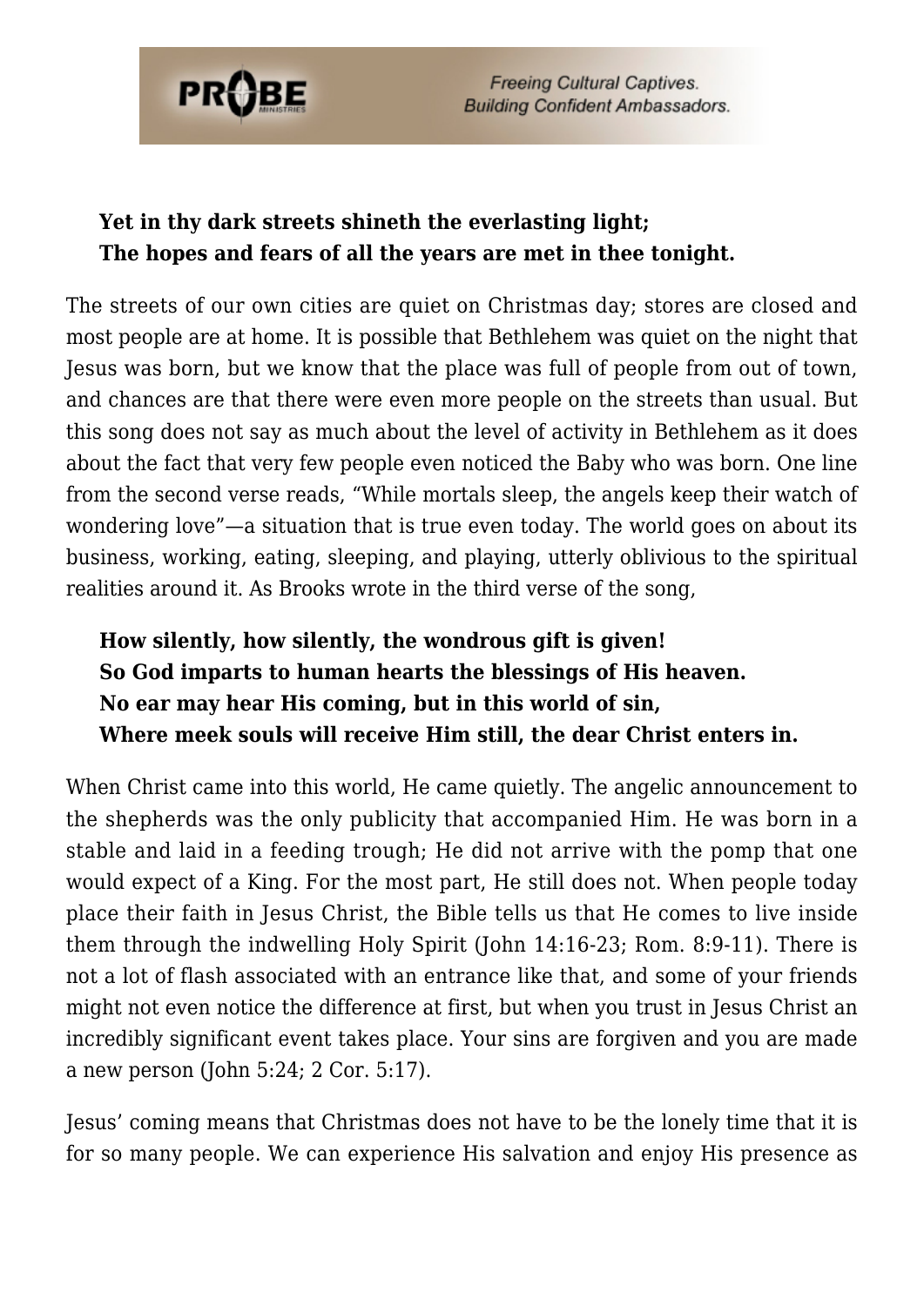**Yet in thy dark streets shineth the everlasting light;**
**The hopes and fears of all the years are met in thee tonight.**

The streets of our own cities are quiet on Christmas day; stores are closed and most people are at home. It is possible that Bethlehem was quiet on the night that Jesus was born, but we know that the place was full of people from out of town, and chances are that there were even more people on the streets than usual. But this song does not say as much about the level of activity in Bethlehem as it does about the fact that very few people even noticed the Baby who was born. One line from the second verse reads, "While mortals sleep, the angels keep their watch of wondering love"—a situation that is true even today. The world goes on about its business, working, eating, sleeping, and playing, utterly oblivious to the spiritual realities around it. As Brooks wrote in the third verse of the song,

**How silently, how silently, the wondrous gift is given!**
**So God imparts to human hearts the blessings of His heaven.**
**No ear may hear His coming, but in this world of sin,**
**Where meek souls will receive Him still, the dear Christ enters in.**

When Christ came into this world, He came quietly. The angelic announcement to the shepherds was the only publicity that accompanied Him. He was born in a stable and laid in a feeding trough; He did not arrive with the pomp that one would expect of a King. For the most part, He still does not. When people today place their faith in Jesus Christ, the Bible tells us that He comes to live inside them through the indwelling Holy Spirit (John 14:16-23; Rom. 8:9-11). There is not a lot of flash associated with an entrance like that, and some of your friends might not even notice the difference at first, but when you trust in Jesus Christ an incredibly significant event takes place. Your sins are forgiven and you are made a new person (John 5:24; 2 Cor. 5:17).

Jesus' coming means that Christmas does not have to be the lonely time that it is for so many people. We can experience His salvation and enjoy His presence as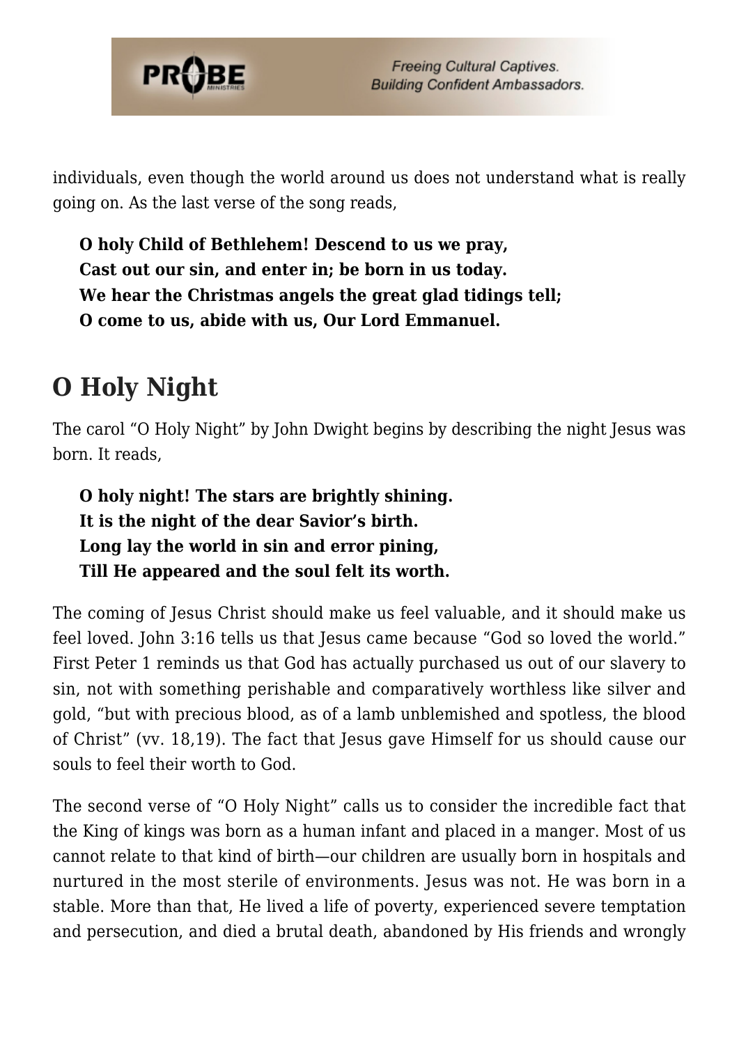individuals, even though the world around us does not understand what is really going on. As the last verse of the song reads,

> **O holy Child of Bethlehem! Descend to us we pray,**
> **Cast out our sin, and enter in; be born in us today.**
> **We hear the Christmas angels the great glad tidings tell;**
> **O come to us, abide with us, Our Lord Emmanuel.**

## O Holy Night

The carol "O Holy Night" by John Dwight begins by describing the night Jesus was born. It reads,

> **O holy night! The stars are brightly shining.**
> **It is the night of the dear Savior's birth.**
> **Long lay the world in sin and error pining,**
> **Till He appeared and the soul felt its worth.**

The coming of Jesus Christ should make us feel valuable, and it should make us feel loved. John 3:16 tells us that Jesus came because "God so loved the world." First Peter 1 reminds us that God has actually purchased us out of our slavery to sin, not with something perishable and comparatively worthless like silver and gold, "but with precious blood, as of a lamb unblemished and spotless, the blood of Christ" (vv. 18,19). The fact that Jesus gave Himself for us should cause our souls to feel their worth to God.

The second verse of "O Holy Night" calls us to consider the incredible fact that the King of kings was born as a human infant and placed in a manger. Most of us cannot relate to that kind of birth—our children are usually born in hospitals and nurtured in the most sterile of environments. Jesus was not. He was born in a stable. More than that, He lived a life of poverty, experienced severe temptation and persecution, and died a brutal death, abandoned by His friends and wrongly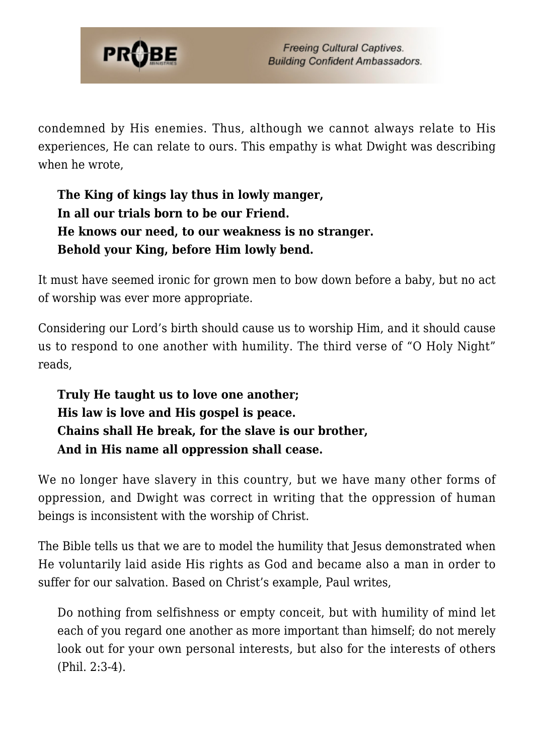condemned by His enemies. Thus, although we cannot always relate to His experiences, He can relate to ours. This empathy is what Dwight was describing when he wrote,

> **The King of kings lay thus in lowly manger,**
> **In all our trials born to be our Friend.**
> **He knows our need, to our weakness is no stranger.**
> **Behold your King, before Him lowly bend.**

It must have seemed ironic for grown men to bow down before a baby, but no act of worship was ever more appropriate.

Considering our Lord's birth should cause us to worship Him, and it should cause us to respond to one another with humility. The third verse of "O Holy Night" reads,

> **Truly He taught us to love one another;**
> **His law is love and His gospel is peace.**
> **Chains shall He break, for the slave is our brother,**
> **And in His name all oppression shall cease.**

We no longer have slavery in this country, but we have many other forms of oppression, and Dwight was correct in writing that the oppression of human beings is inconsistent with the worship of Christ.

The Bible tells us that we are to model the humility that Jesus demonstrated when He voluntarily laid aside His rights as God and became also a man in order to suffer for our salvation. Based on Christ's example, Paul writes,

> Do nothing from selfishness or empty conceit, but with humility of mind let each of you regard one another as more important than himself; do not merely look out for your own personal interests, but also for the interests of others (Phil. 2:3-4).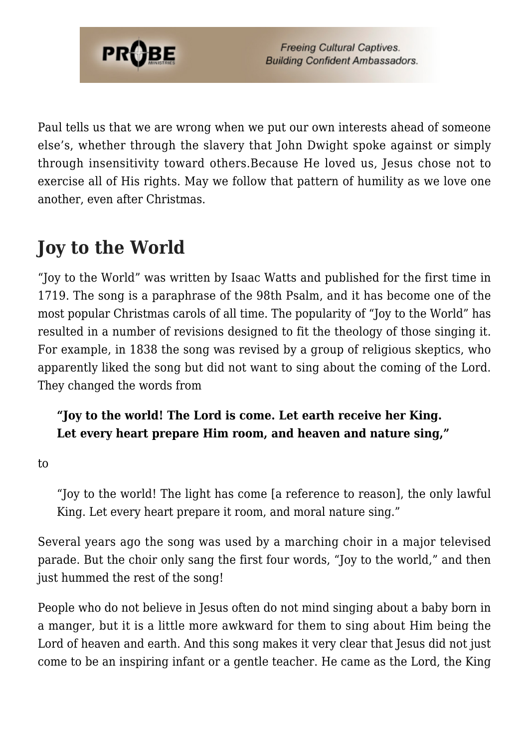Paul tells us that we are wrong when we put our own interests ahead of someone else's, whether through the slavery that John Dwight spoke against or simply through insensitivity toward others.Because He loved us, Jesus chose not to exercise all of His rights. May we follow that pattern of humility as we love one another, even after Christmas.

## Joy to the World

"Joy to the World" was written by Isaac Watts and published for the first time in 1719. The song is a paraphrase of the 98th Psalm, and it has become one of the most popular Christmas carols of all time. The popularity of "Joy to the World" has resulted in a number of revisions designed to fit the theology of those singing it. For example, in 1838 the song was revised by a group of religious skeptics, who apparently liked the song but did not want to sing about the coming of the Lord. They changed the words from

> **"Joy to the world! The Lord is come. Let earth receive her King.
> Let every heart prepare Him room, and heaven and nature sing,"**

to

> "Joy to the world! The light has come [a reference to reason], the only lawful King. Let every heart prepare it room, and moral nature sing."

Several years ago the song was used by a marching choir in a major televised parade. But the choir only sang the first four words, "Joy to the world," and then just hummed the rest of the song!

People who do not believe in Jesus often do not mind singing about a baby born in a manger, but it is a little more awkward for them to sing about Him being the Lord of heaven and earth. And this song makes it very clear that Jesus did not just come to be an inspiring infant or a gentle teacher. He came as the Lord, the King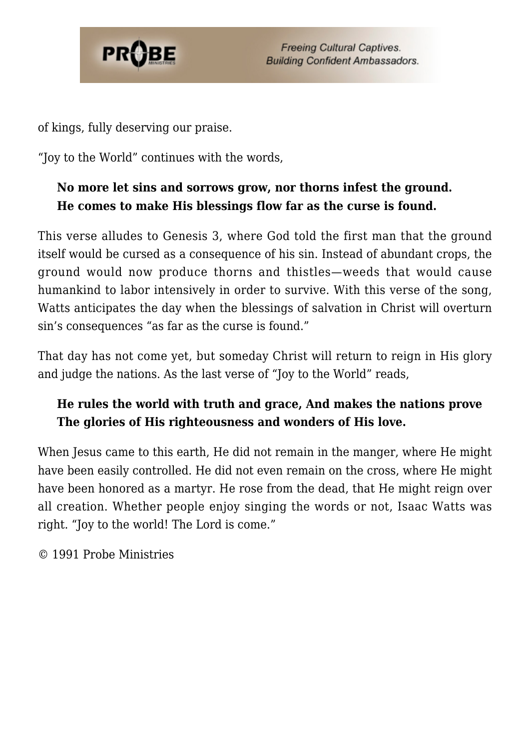of kings, fully deserving our praise.

"Joy to the World" continues with the words,

> **No more let sins and sorrows grow, nor thorns infest the ground.**
> **He comes to make His blessings flow far as the curse is found.**

This verse alludes to Genesis 3, where God told the first man that the ground itself would be cursed as a consequence of his sin. Instead of abundant crops, the ground would now produce thorns and thistles—weeds that would cause humankind to labor intensively in order to survive. With this verse of the song, Watts anticipates the day when the blessings of salvation in Christ will overturn sin's consequences "as far as the curse is found."

That day has not come yet, but someday Christ will return to reign in His glory and judge the nations. As the last verse of "Joy to the World" reads,

> **He rules the world with truth and grace, And makes the nations prove**
> **The glories of His righteousness and wonders of His love.**

When Jesus came to this earth, He did not remain in the manger, where He might have been easily controlled. He did not even remain on the cross, where He might have been honored as a martyr. He rose from the dead, that He might reign over all creation. Whether people enjoy singing the words or not, Isaac Watts was right. "Joy to the world! The Lord is come."

© 1991 Probe Ministries